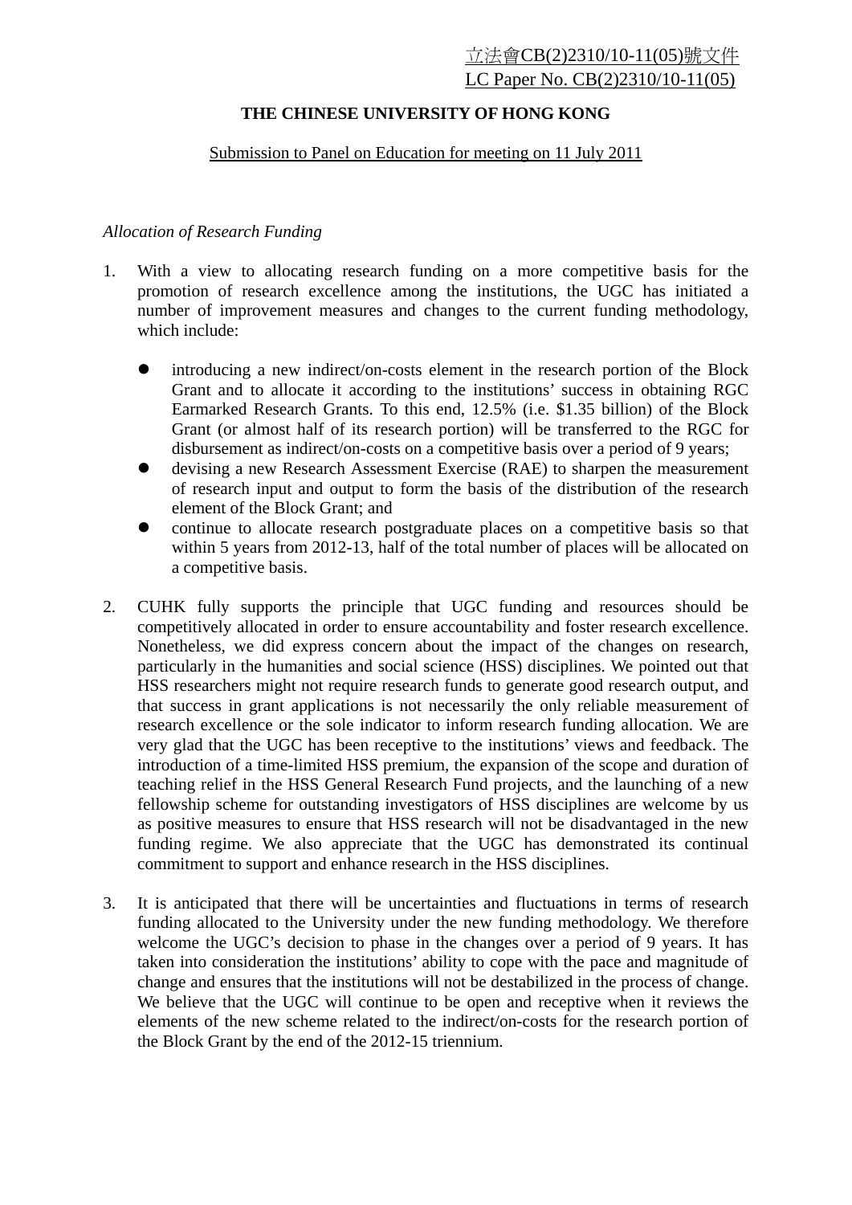立法會CB(2)2310/10-11(05)號文件
LC Paper No. CB(2)2310/10-11(05)

**THE CHINESE UNIVERSITY OF HONG KONG**

Submission to Panel on Education for meeting on 11 July 2011

*Allocation of Research Funding*

1. With a view to allocating research funding on a more competitive basis for the promotion of research excellence among the institutions, the UGC has initiated a number of improvement measures and changes to the current funding methodology, which include:

   - introducing a new indirect/on-costs element in the research portion of the Block Grant and to allocate it according to the institutions' success in obtaining RGC Earmarked Research Grants. To this end, 12.5% (i.e. $1.35 billion) of the Block Grant (or almost half of its research portion) will be transferred to the RGC for disbursement as indirect/on-costs on a competitive basis over a period of 9 years;
   - devising a new Research Assessment Exercise (RAE) to sharpen the measurement of research input and output to form the basis of the distribution of the research element of the Block Grant; and
   - continue to allocate research postgraduate places on a competitive basis so that within 5 years from 2012-13, half of the total number of places will be allocated on a competitive basis.

2. CUHK fully supports the principle that UGC funding and resources should be competitively allocated in order to ensure accountability and foster research excellence. Nonetheless, we did express concern about the impact of the changes on research, particularly in the humanities and social science (HSS) disciplines. We pointed out that HSS researchers might not require research funds to generate good research output, and that success in grant applications is not necessarily the only reliable measurement of research excellence or the sole indicator to inform research funding allocation. We are very glad that the UGC has been receptive to the institutions' views and feedback. The introduction of a time-limited HSS premium, the expansion of the scope and duration of teaching relief in the HSS General Research Fund projects, and the launching of a new fellowship scheme for outstanding investigators of HSS disciplines are welcome by us as positive measures to ensure that HSS research will not be disadvantaged in the new funding regime. We also appreciate that the UGC has demonstrated its continual commitment to support and enhance research in the HSS disciplines.

3. It is anticipated that there will be uncertainties and fluctuations in terms of research funding allocated to the University under the new funding methodology. We therefore welcome the UGC's decision to phase in the changes over a period of 9 years. It has taken into consideration the institutions' ability to cope with the pace and magnitude of change and ensures that the institutions will not be destabilized in the process of change. We believe that the UGC will continue to be open and receptive when it reviews the elements of the new scheme related to the indirect/on-costs for the research portion of the Block Grant by the end of the 2012-15 triennium.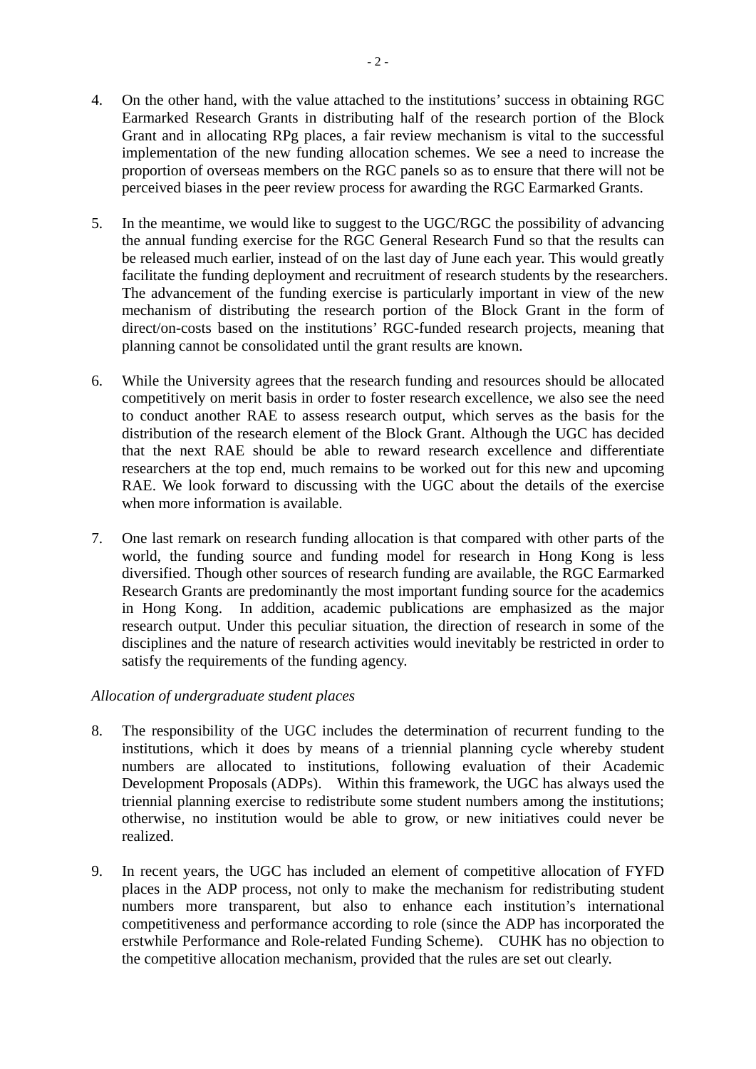4. On the other hand, with the value attached to the institutions' success in obtaining RGC Earmarked Research Grants in distributing half of the research portion of the Block Grant and in allocating RPg places, a fair review mechanism is vital to the successful implementation of the new funding allocation schemes. We see a need to increase the proportion of overseas members on the RGC panels so as to ensure that there will not be perceived biases in the peer review process for awarding the RGC Earmarked Grants.

5. In the meantime, we would like to suggest to the UGC/RGC the possibility of advancing the annual funding exercise for the RGC General Research Fund so that the results can be released much earlier, instead of on the last day of June each year. This would greatly facilitate the funding deployment and recruitment of research students by the researchers. The advancement of the funding exercise is particularly important in view of the new mechanism of distributing the research portion of the Block Grant in the form of direct/on-costs based on the institutions' RGC-funded research projects, meaning that planning cannot be consolidated until the grant results are known.

6. While the University agrees that the research funding and resources should be allocated competitively on merit basis in order to foster research excellence, we also see the need to conduct another RAE to assess research output, which serves as the basis for the distribution of the research element of the Block Grant. Although the UGC has decided that the next RAE should be able to reward research excellence and differentiate researchers at the top end, much remains to be worked out for this new and upcoming RAE. We look forward to discussing with the UGC about the details of the exercise when more information is available.

7. One last remark on research funding allocation is that compared with other parts of the world, the funding source and funding model for research in Hong Kong is less diversified. Though other sources of research funding are available, the RGC Earmarked Research Grants are predominantly the most important funding source for the academics in Hong Kong. In addition, academic publications are emphasized as the major research output. Under this peculiar situation, the direction of research in some of the disciplines and the nature of research activities would inevitably be restricted in order to satisfy the requirements of the funding agency.

*Allocation of undergraduate student places*

8. The responsibility of the UGC includes the determination of recurrent funding to the institutions, which it does by means of a triennial planning cycle whereby student numbers are allocated to institutions, following evaluation of their Academic Development Proposals (ADPs). Within this framework, the UGC has always used the triennial planning exercise to redistribute some student numbers among the institutions; otherwise, no institution would be able to grow, or new initiatives could never be realized.

9. In recent years, the UGC has included an element of competitive allocation of FYFD places in the ADP process, not only to make the mechanism for redistributing student numbers more transparent, but also to enhance each institution's international competitiveness and performance according to role (since the ADP has incorporated the erstwhile Performance and Role-related Funding Scheme). CUHK has no objection to the competitive allocation mechanism, provided that the rules are set out clearly.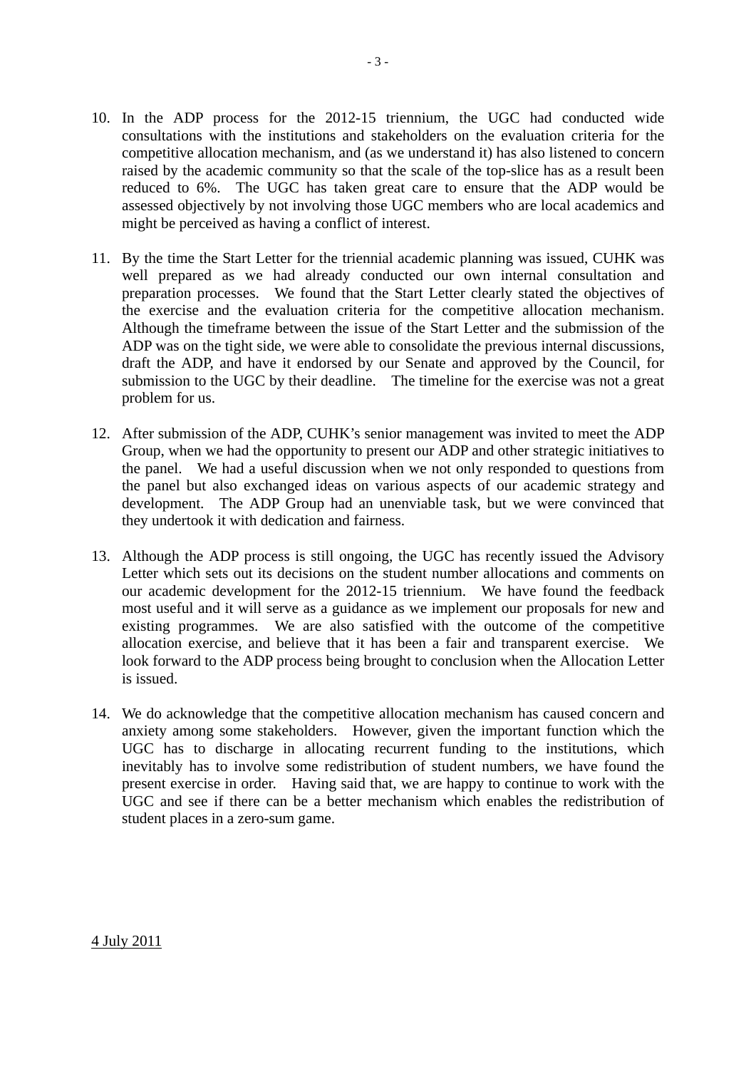10. In the ADP process for the 2012-15 triennium, the UGC had conducted wide consultations with the institutions and stakeholders on the evaluation criteria for the competitive allocation mechanism, and (as we understand it) has also listened to concern raised by the academic community so that the scale of the top-slice has as a result been reduced to 6%. The UGC has taken great care to ensure that the ADP would be assessed objectively by not involving those UGC members who are local academics and might be perceived as having a conflict of interest.

11. By the time the Start Letter for the triennial academic planning was issued, CUHK was well prepared as we had already conducted our own internal consultation and preparation processes. We found that the Start Letter clearly stated the objectives of the exercise and the evaluation criteria for the competitive allocation mechanism. Although the timeframe between the issue of the Start Letter and the submission of the ADP was on the tight side, we were able to consolidate the previous internal discussions, draft the ADP, and have it endorsed by our Senate and approved by the Council, for submission to the UGC by their deadline. The timeline for the exercise was not a great problem for us.

12. After submission of the ADP, CUHK's senior management was invited to meet the ADP Group, when we had the opportunity to present our ADP and other strategic initiatives to the panel. We had a useful discussion when we not only responded to questions from the panel but also exchanged ideas on various aspects of our academic strategy and development. The ADP Group had an unenviable task, but we were convinced that they undertook it with dedication and fairness.

13. Although the ADP process is still ongoing, the UGC has recently issued the Advisory Letter which sets out its decisions on the student number allocations and comments on our academic development for the 2012-15 triennium. We have found the feedback most useful and it will serve as a guidance as we implement our proposals for new and existing programmes. We are also satisfied with the outcome of the competitive allocation exercise, and believe that it has been a fair and transparent exercise. We look forward to the ADP process being brought to conclusion when the Allocation Letter is issued.

14. We do acknowledge that the competitive allocation mechanism has caused concern and anxiety among some stakeholders. However, given the important function which the UGC has to discharge in allocating recurrent funding to the institutions, which inevitably has to involve some redistribution of student numbers, we have found the present exercise in order. Having said that, we are happy to continue to work with the UGC and see if there can be a better mechanism which enables the redistribution of student places in a zero-sum game.

4 July 2011